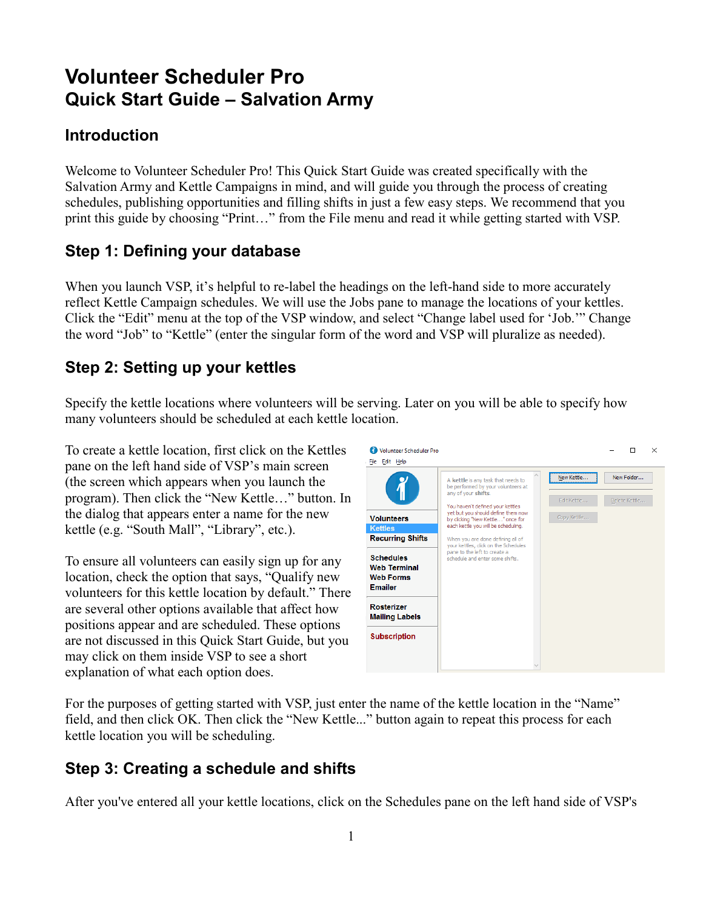# Volunteer Scheduler Pro
## Quick Start Guide – Salvation Army

### Introduction

Welcome to Volunteer Scheduler Pro! This Quick Start Guide was created specifically with the Salvation Army and Kettle Campaigns in mind, and will guide you through the process of creating schedules, publishing opportunities and filling shifts in just a few easy steps. We recommend that you print this guide by choosing "Print…" from the File menu and read it while getting started with VSP.

### Step 1: Defining your database

When you launch VSP, it's helpful to re-label the headings on the left-hand side to more accurately reflect Kettle Campaign schedules. We will use the Jobs pane to manage the locations of your kettles. Click the "Edit" menu at the top of the VSP window, and select "Change label used for 'Job.'" Change the word "Job" to "Kettle" (enter the singular form of the word and VSP will pluralize as needed).

### Step 2: Setting up your kettles

Specify the kettle locations where volunteers will be serving. Later on you will be able to specify how many volunteers should be scheduled at each kettle location.

To create a kettle location, first click on the Kettles pane on the left hand side of VSP's main screen (the screen which appears when you launch the program). Then click the "New Kettle…" button. In the dialog that appears enter a name for the new kettle (e.g. "South Mall", "Library", etc.).

To ensure all volunteers can easily sign up for any location, check the option that says, "Qualify new volunteers for this kettle location by default." There are several other options available that affect how positions appear and are scheduled. These options are not discussed in this Quick Start Guide, but you may click on them inside VSP to see a short explanation of what each option does.

For the purposes of getting started with VSP, just enter the name of the kettle location in the "Name" field, and then click OK. Then click the "New Kettle..." button again to repeat this process for each kettle location you will be scheduling.

### Step 3: Creating a schedule and shifts

After you've entered all your kettle locations, click on the Schedules pane on the left hand side of VSP's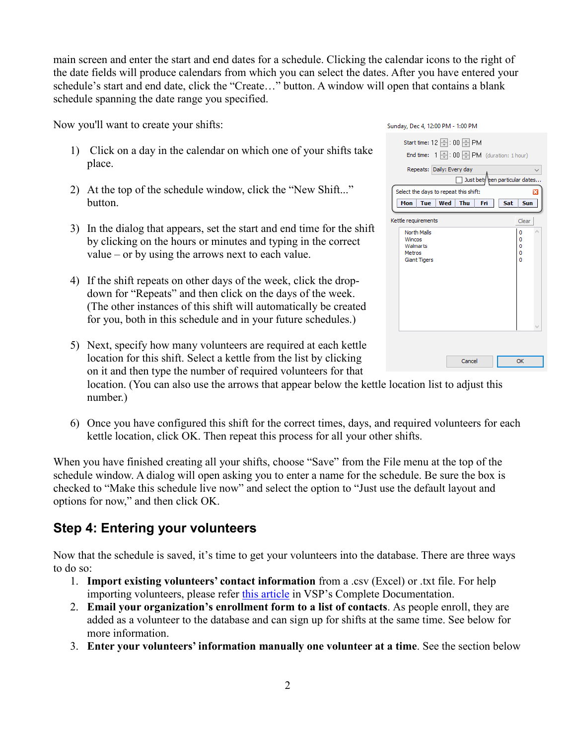main screen and enter the start and end dates for a schedule. Clicking the calendar icons to the right of the date fields will produce calendars from which you can select the dates. After you have entered your schedule's start and end date, click the "Create…" button. A window will open that contains a blank schedule spanning the date range you specified.

Now you'll want to create your shifts:

1) Click on a day in the calendar on which one of your shifts take place.

2) At the top of the schedule window, click the "New Shift..." button.

3) In the dialog that appears, set the start and end time for the shift by clicking on the hours or minutes and typing in the correct value – or by using the arrows next to each value.

4) If the shift repeats on other days of the week, click the drop-down for "Repeats" and then click on the days of the week. (The other instances of this shift will automatically be created for you, both in this schedule and in your future schedules.)

5) Next, specify how many volunteers are required at each kettle location for this shift. Select a kettle from the list by clicking on it and then type the number of required volunteers for that location. (You can also use the arrows that appear below the kettle location list to adjust this number.)

6) Once you have configured this shift for the correct times, days, and required volunteers for each kettle location, click OK. Then repeat this process for all your other shifts.

When you have finished creating all your shifts, choose "Save" from the File menu at the top of the schedule window. A dialog will open asking you to enter a name for the schedule. Be sure the box is checked to "Make this schedule live now" and select the option to "Just use the default layout and options for now," and then click OK.

## Step 4: Entering your volunteers

Now that the schedule is saved, it's time to get your volunteers into the database. There are three ways to do so:

1. **Import existing volunteers' contact information** from a .csv (Excel) or .txt file. For help importing volunteers, please refer this article in VSP's Complete Documentation.
2. **Email your organization's enrollment form to a list of contacts**. As people enroll, they are added as a volunteer to the database and can sign up for shifts at the same time. See below for more information.
3. **Enter your volunteers' information manually one volunteer at a time**. See the section below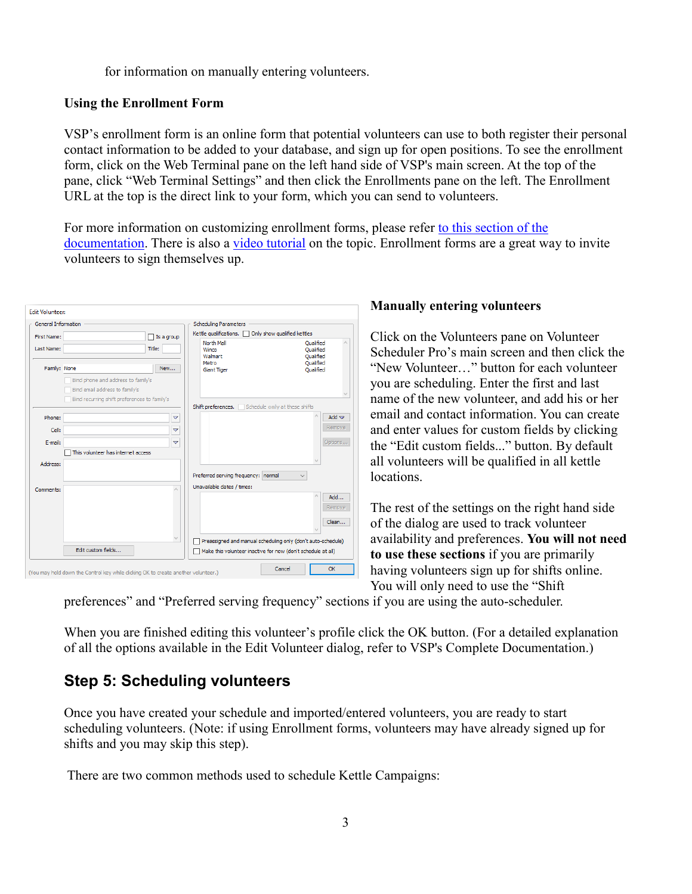for information on manually entering volunteers.

**Using the Enrollment Form**

VSP's enrollment form is an online form that potential volunteers can use to both register their personal contact information to be added to your database, and sign up for open positions. To see the enrollment form, click on the Web Terminal pane on the left hand side of VSP's main screen. At the top of the pane, click "Web Terminal Settings" and then click the Enrollments pane on the left. The Enrollment URL at the top is the direct link to your form, which you can send to volunteers.

For more information on customizing enrollment forms, please refer to this section of the documentation. There is also a video tutorial on the topic. Enrollment forms are a great way to invite volunteers to sign themselves up.

**Manually entering volunteers**

Click on the Volunteers pane on Volunteer Scheduler Pro's main screen and then click the "New Volunteer…" button for each volunteer you are scheduling. Enter the first and last name of the new volunteer, and add his or her email and contact information. You can create and enter values for custom fields by clicking the "Edit custom fields..." button. By default all volunteers will be qualified in all kettle locations.

The rest of the settings on the right hand side of the dialog are used to track volunteer availability and preferences. **You will not need to use these sections** if you are primarily having volunteers sign up for shifts online. You will only need to use the "Shift preferences" and "Preferred serving frequency" sections if you are using the auto-scheduler.

When you are finished editing this volunteer's profile click the OK button. (For a detailed explanation of all the options available in the Edit Volunteer dialog, refer to VSP's Complete Documentation.)

## Step 5: Scheduling volunteers

Once you have created your schedule and imported/entered volunteers, you are ready to start scheduling volunteers. (Note: if using Enrollment forms, volunteers may have already signed up for shifts and you may skip this step).

There are two common methods used to schedule Kettle Campaigns: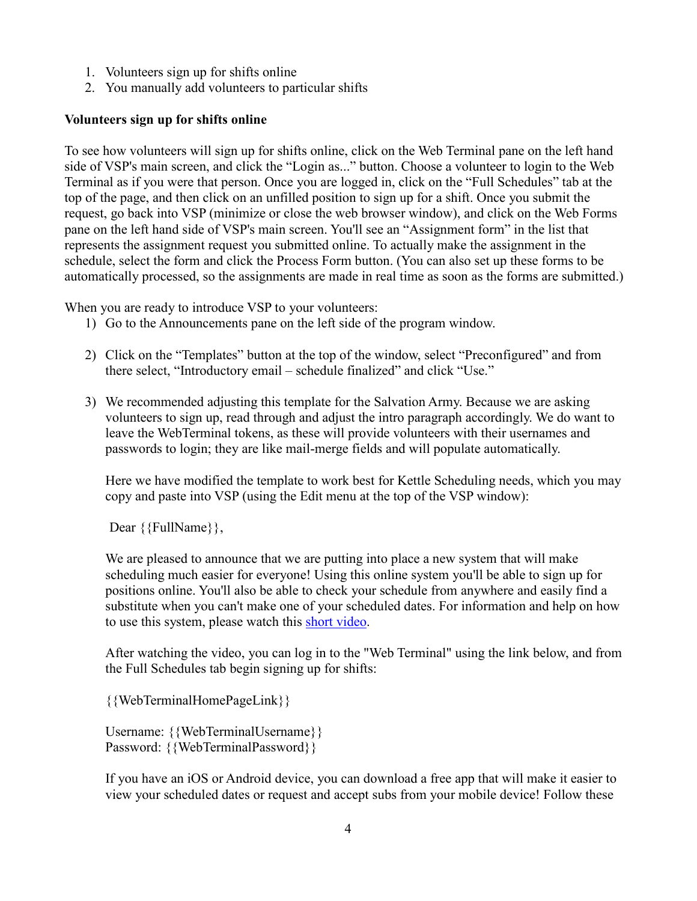1. Volunteers sign up for shifts online
2. You manually add volunteers to particular shifts

**Volunteers sign up for shifts online**

To see how volunteers will sign up for shifts online, click on the Web Terminal pane on the left hand side of VSP's main screen, and click the "Login as..." button. Choose a volunteer to login to the Web Terminal as if you were that person. Once you are logged in, click on the "Full Schedules" tab at the top of the page, and then click on an unfilled position to sign up for a shift. Once you submit the request, go back into VSP (minimize or close the web browser window), and click on the Web Forms pane on the left hand side of VSP's main screen. You'll see an "Assignment form" in the list that represents the assignment request you submitted online. To actually make the assignment in the schedule, select the form and click the Process Form button. (You can also set up these forms to be automatically processed, so the assignments are made in real time as soon as the forms are submitted.)

When you are ready to introduce VSP to your volunteers:

1) Go to the Announcements pane on the left side of the program window.

2) Click on the "Templates" button at the top of the window, select "Preconfigured" and from there select, "Introductory email – schedule finalized" and click "Use."

3) We recommended adjusting this template for the Salvation Army. Because we are asking volunteers to sign up, read through and adjust the intro paragraph accordingly. We do want to leave the WebTerminal tokens, as these will provide volunteers with their usernames and passwords to login; they are like mail-merge fields and will populate automatically.

   Here we have modified the template to work best for Kettle Scheduling needs, which you may copy and paste into VSP (using the Edit menu at the top of the VSP window):

   Dear {{FullName}},

   We are pleased to announce that we are putting into place a new system that will make scheduling much easier for everyone! Using this online system you'll be able to sign up for positions online. You'll also be able to check your schedule from anywhere and easily find a substitute when you can't make one of your scheduled dates. For information and help on how to use this system, please watch this short video.

   After watching the video, you can log in to the "Web Terminal" using the link below, and from the Full Schedules tab begin signing up for shifts:

   {{WebTerminalHomePageLink}}

   Username: {{WebTerminalUsername}}
   Password: {{WebTerminalPassword}}

   If you have an iOS or Android device, you can download a free app that will make it easier to view your scheduled dates or request and accept subs from your mobile device! Follow these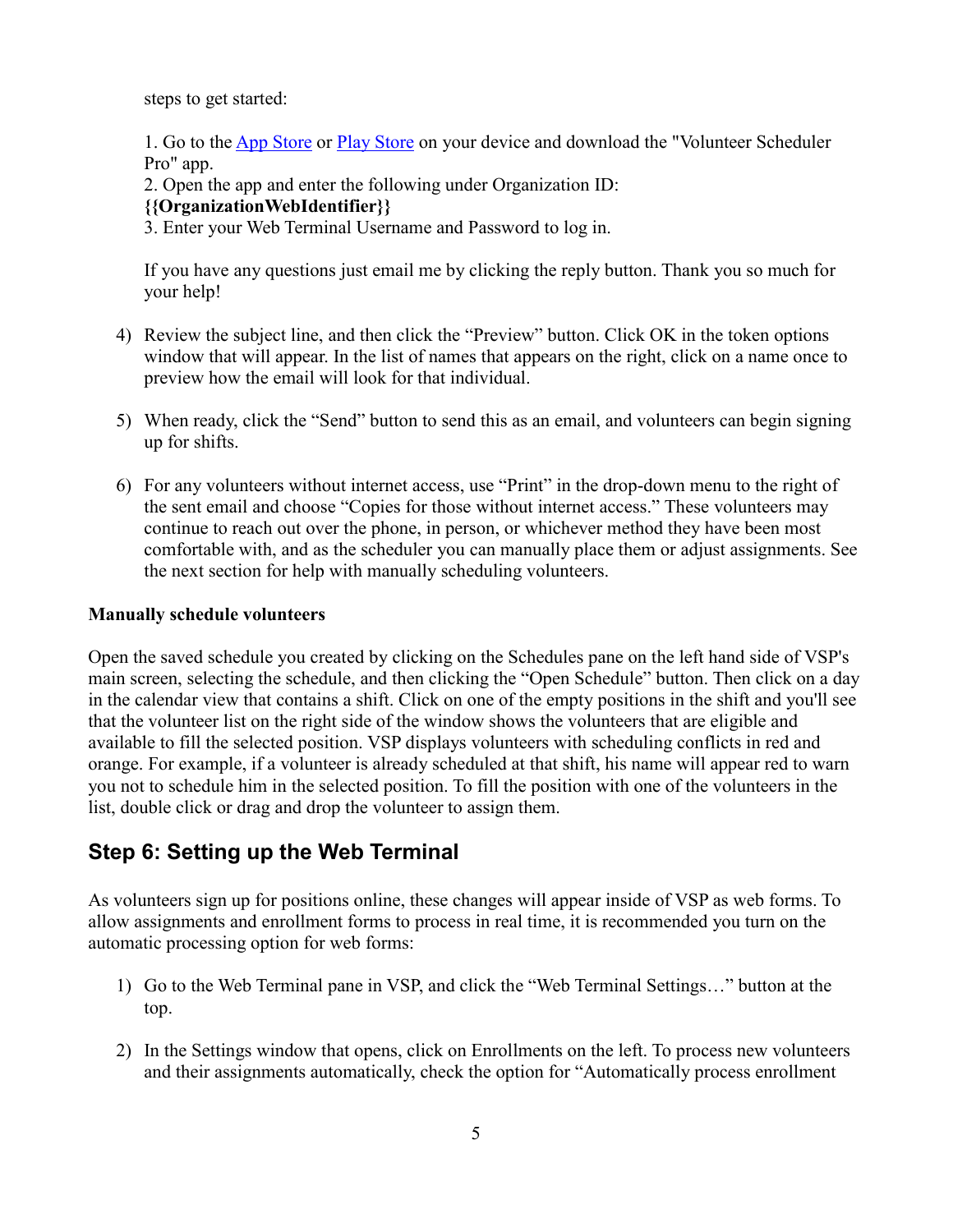steps to get started:

1. Go to the [App Store]() or [Play Store]() on your device and download the "Volunteer Scheduler Pro" app.
2. Open the app and enter the following under Organization ID: **{{OrganizationWebIdentifier}}**
3. Enter your Web Terminal Username and Password to log in.

If you have any questions just email me by clicking the reply button. Thank you so much for your help!

4) Review the subject line, and then click the "Preview" button. Click OK in the token options window that will appear. In the list of names that appears on the right, click on a name once to preview how the email will look for that individual.

5) When ready, click the "Send" button to send this as an email, and volunteers can begin signing up for shifts.

6) For any volunteers without internet access, use "Print" in the drop-down menu to the right of the sent email and choose "Copies for those without internet access." These volunteers may continue to reach out over the phone, in person, or whichever method they have been most comfortable with, and as the scheduler you can manually place them or adjust assignments. See the next section for help with manually scheduling volunteers.

**Manually schedule volunteers**

Open the saved schedule you created by clicking on the Schedules pane on the left hand side of VSP's main screen, selecting the schedule, and then clicking the "Open Schedule" button. Then click on a day in the calendar view that contains a shift. Click on one of the empty positions in the shift and you'll see that the volunteer list on the right side of the window shows the volunteers that are eligible and available to fill the selected position. VSP displays volunteers with scheduling conflicts in red and orange. For example, if a volunteer is already scheduled at that shift, his name will appear red to warn you not to schedule him in the selected position. To fill the position with one of the volunteers in the list, double click or drag and drop the volunteer to assign them.

## Step 6: Setting up the Web Terminal

As volunteers sign up for positions online, these changes will appear inside of VSP as web forms. To allow assignments and enrollment forms to process in real time, it is recommended you turn on the automatic processing option for web forms:

1) Go to the Web Terminal pane in VSP, and click the "Web Terminal Settings…" button at the top.

2) In the Settings window that opens, click on Enrollments on the left. To process new volunteers and their assignments automatically, check the option for "Automatically process enrollment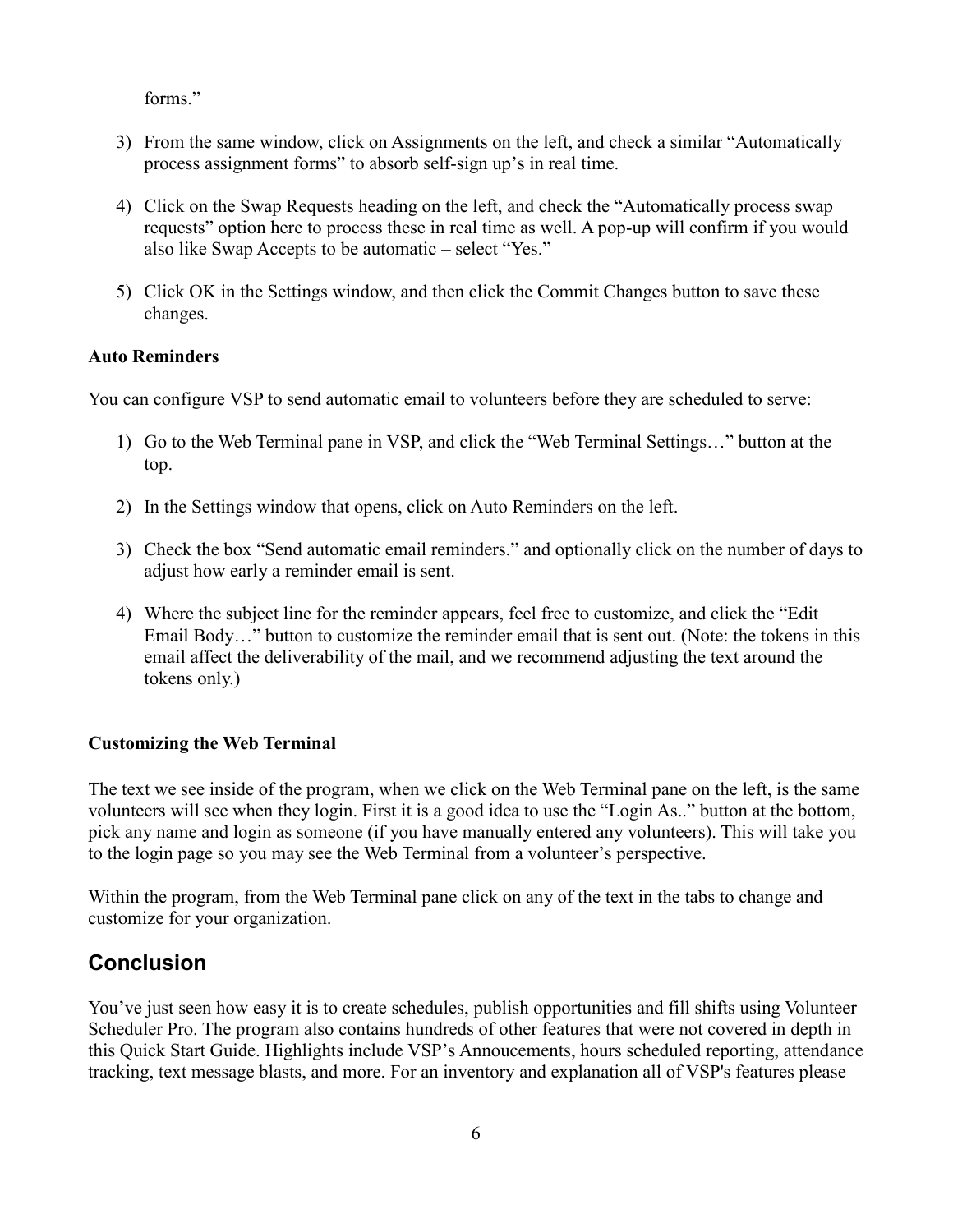forms."

3) From the same window, click on Assignments on the left, and check a similar "Automatically process assignment forms" to absorb self-sign up's in real time.

4) Click on the Swap Requests heading on the left, and check the "Automatically process swap requests" option here to process these in real time as well. A pop-up will confirm if you would also like Swap Accepts to be automatic – select "Yes."

5) Click OK in the Settings window, and then click the Commit Changes button to save these changes.

**Auto Reminders**

You can configure VSP to send automatic email to volunteers before they are scheduled to serve:

1) Go to the Web Terminal pane in VSP, and click the "Web Terminal Settings…" button at the top.

2) In the Settings window that opens, click on Auto Reminders on the left.

3) Check the box "Send automatic email reminders." and optionally click on the number of days to adjust how early a reminder email is sent.

4) Where the subject line for the reminder appears, feel free to customize, and click the "Edit Email Body…" button to customize the reminder email that is sent out. (Note: the tokens in this email affect the deliverability of the mail, and we recommend adjusting the text around the tokens only.)

**Customizing the Web Terminal**

The text we see inside of the program, when we click on the Web Terminal pane on the left, is the same volunteers will see when they login. First it is a good idea to use the "Login As.." button at the bottom, pick any name and login as someone (if you have manually entered any volunteers). This will take you to the login page so you may see the Web Terminal from a volunteer's perspective.

Within the program, from the Web Terminal pane click on any of the text in the tabs to change and customize for your organization.

## Conclusion

You've just seen how easy it is to create schedules, publish opportunities and fill shifts using Volunteer Scheduler Pro. The program also contains hundreds of other features that were not covered in depth in this Quick Start Guide. Highlights include VSP's Annoucements, hours scheduled reporting, attendance tracking, text message blasts, and more. For an inventory and explanation all of VSP's features please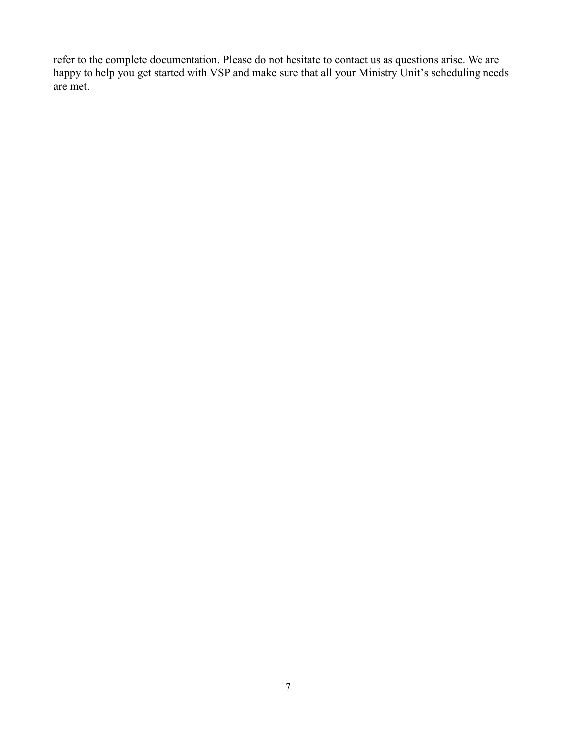refer to the complete documentation. Please do not hesitate to contact us as questions arise. We are happy to help you get started with VSP and make sure that all your Ministry Unit's scheduling needs are met.